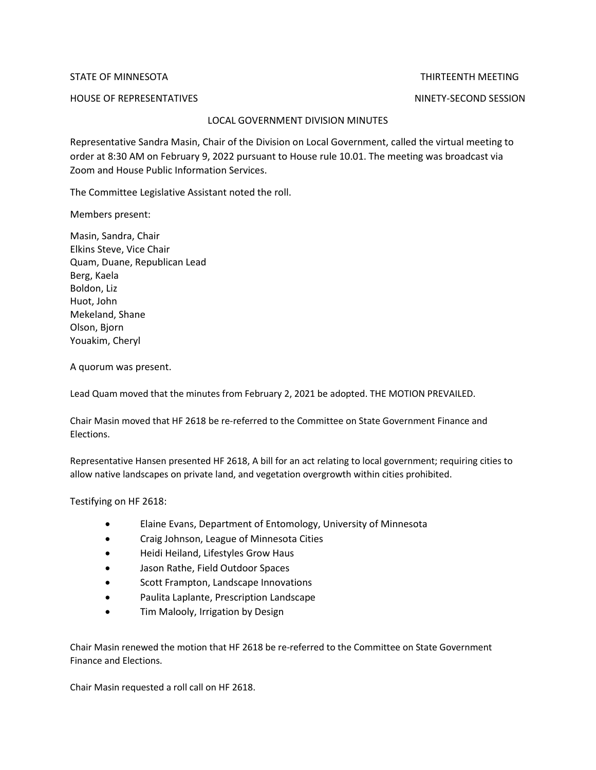STATE OF MINNESOTA THIRTEENTH MEETING

HOUSE OF REPRESENTATIVES NINETY-SECOND SESSION

LOCAL GOVERNMENT DIVISION MINUTES

Representative Sandra Masin, Chair of the Division on Local Government, called the virtual meeting to order at 8:30 AM on February 9, 2022 pursuant to House rule 10.01. The meeting was broadcast via Zoom and House Public Information Services.

The Committee Legislative Assistant noted the roll.

Members present:

Masin, Sandra, Chair
Elkins Steve, Vice Chair
Quam, Duane, Republican Lead
Berg, Kaela
Boldon, Liz
Huot, John
Mekeland, Shane
Olson, Bjorn
Youakim, Cheryl

A quorum was present.

Lead Quam moved that the minutes from February 2, 2021 be adopted. THE MOTION PREVAILED.

Chair Masin moved that HF 2618 be re-referred to the Committee on State Government Finance and Elections.

Representative Hansen presented HF 2618, A bill for an act relating to local government; requiring cities to allow native landscapes on private land, and vegetation overgrowth within cities prohibited.

Testifying on HF 2618:

- Elaine Evans, Department of Entomology, University of Minnesota
- Craig Johnson, League of Minnesota Cities
- Heidi Heiland, Lifestyles Grow Haus
- Jason Rathe, Field Outdoor Spaces
- Scott Frampton, Landscape Innovations
- Paulita Laplante, Prescription Landscape
- Tim Malooly, Irrigation by Design

Chair Masin renewed the motion that HF 2618 be re-referred to the Committee on State Government Finance and Elections.

Chair Masin requested a roll call on HF 2618.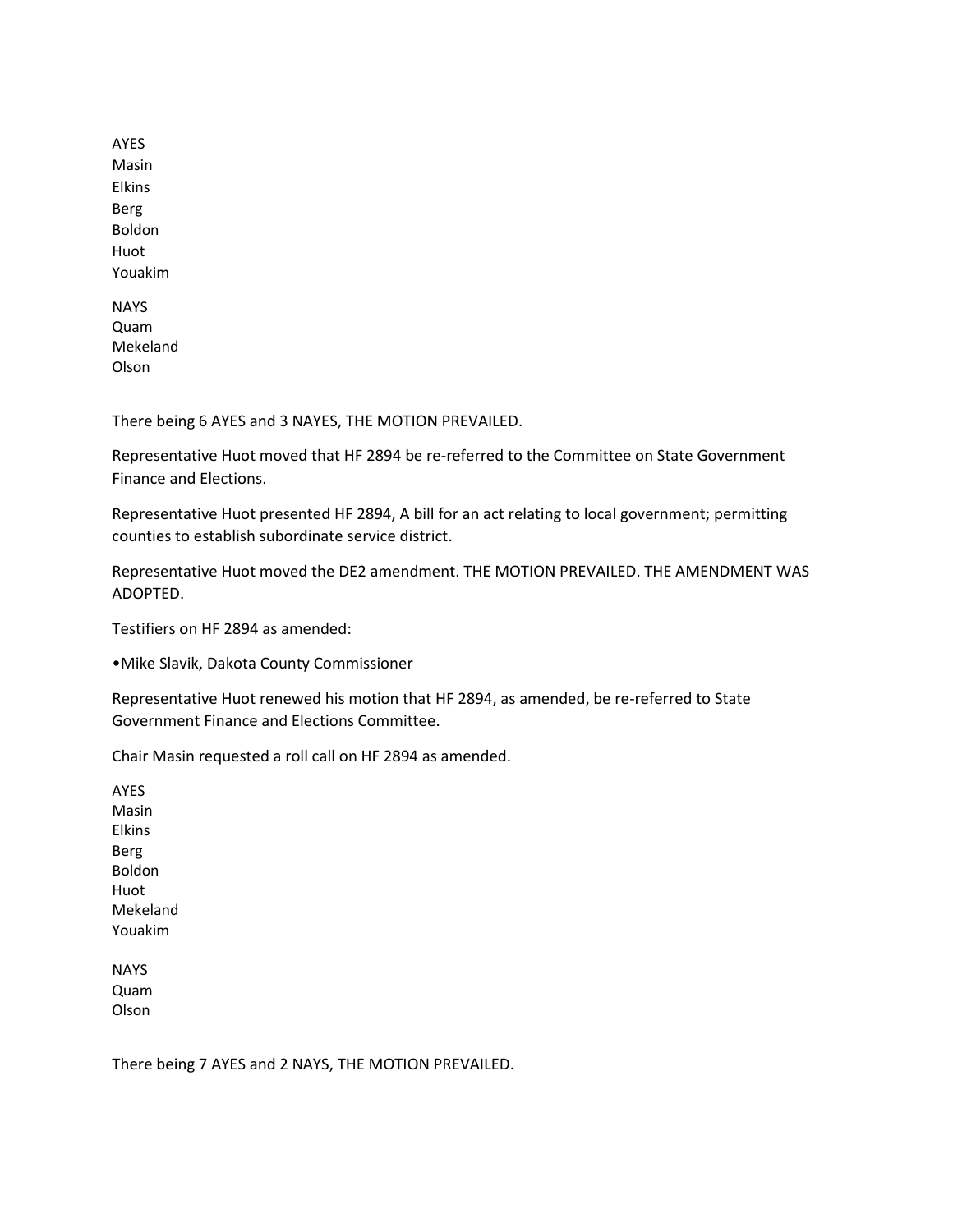AYES
Masin
Elkins
Berg
Boldon
Huot
Youakim

NAYS
Quam
Mekeland
Olson

There being 6 AYES and 3 NAYES, THE MOTION PREVAILED.

Representative Huot moved that HF 2894 be re-referred to the Committee on State Government Finance and Elections.

Representative Huot presented HF 2894, A bill for an act relating to local government; permitting counties to establish subordinate service district.

Representative Huot moved the DE2 amendment. THE MOTION PREVAILED. THE AMENDMENT WAS ADOPTED.

Testifiers on HF 2894 as amended:

- Mike Slavik, Dakota County Commissioner

Representative Huot renewed his motion that HF 2894, as amended, be re-referred to State Government Finance and Elections Committee.

Chair Masin requested a roll call on HF 2894 as amended.

AYES
Masin
Elkins
Berg
Boldon
Huot
Mekeland
Youakim

NAYS
Quam
Olson

There being 7 AYES and 2 NAYS, THE MOTION PREVAILED.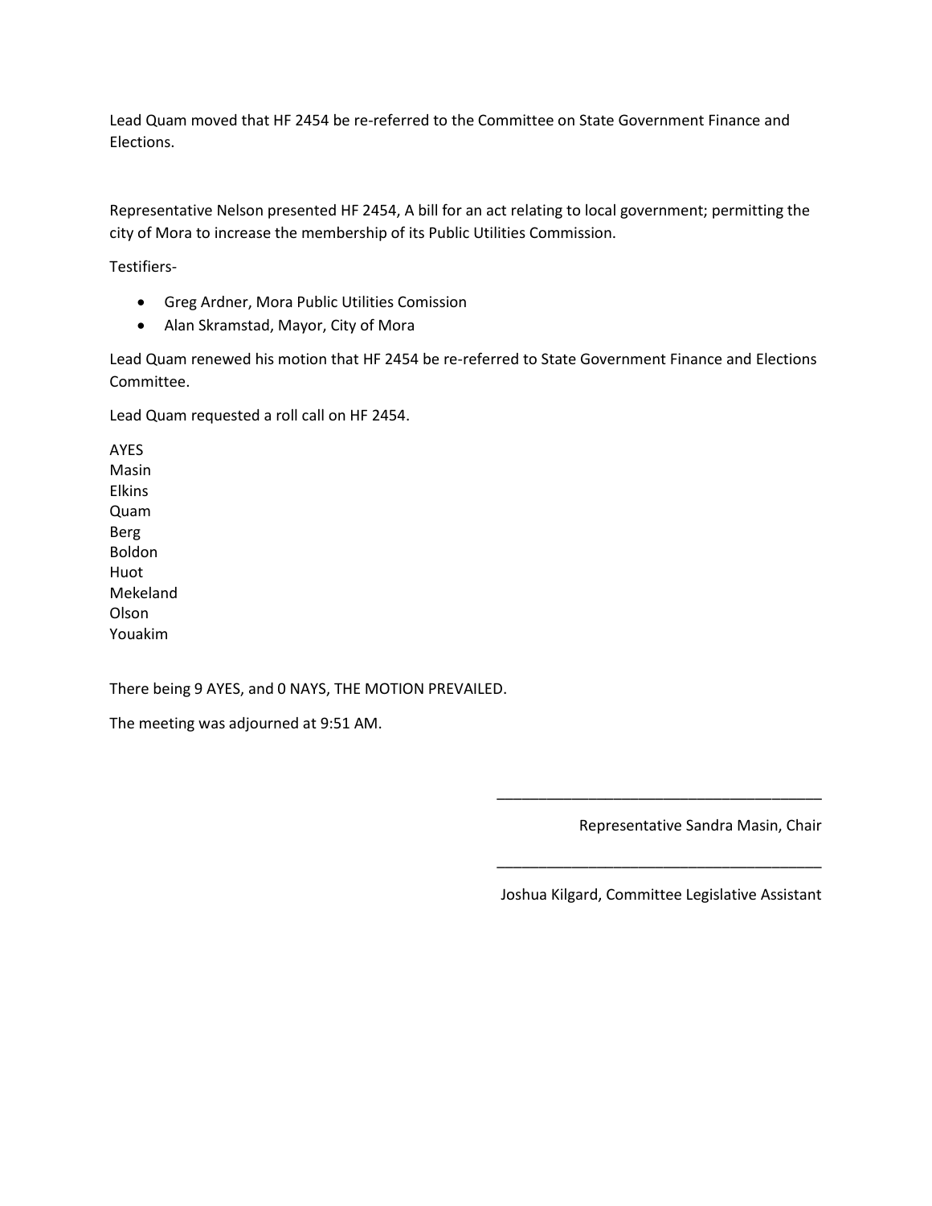Lead Quam moved that HF 2454 be re-referred to the Committee on State Government Finance and Elections.

Representative Nelson presented HF 2454, A bill for an act relating to local government; permitting the city of Mora to increase the membership of its Public Utilities Commission.

Testifiers-

- Greg Ardner, Mora Public Utilities Comission
- Alan Skramstad, Mayor, City of Mora

Lead Quam renewed his motion that HF 2454 be re-referred to State Government Finance and Elections Committee.

Lead Quam requested a roll call on HF 2454.

AYES
Masin
Elkins
Quam
Berg
Boldon
Huot
Mekeland
Olson
Youakim

There being 9 AYES, and 0 NAYS, THE MOTION PREVAILED.

The meeting was adjourned at 9:51 AM.

\_\_\_\_\_\_\_\_\_\_\_\_\_\_\_\_\_\_\_\_\_\_\_\_\_\_\_\_\_\_\_\_\_\_\_\_\_\_\_\_

Representative Sandra Masin, Chair

\_\_\_\_\_\_\_\_\_\_\_\_\_\_\_\_\_\_\_\_\_\_\_\_\_\_\_\_\_\_\_\_\_\_\_\_\_\_\_\_

Joshua Kilgard, Committee Legislative Assistant